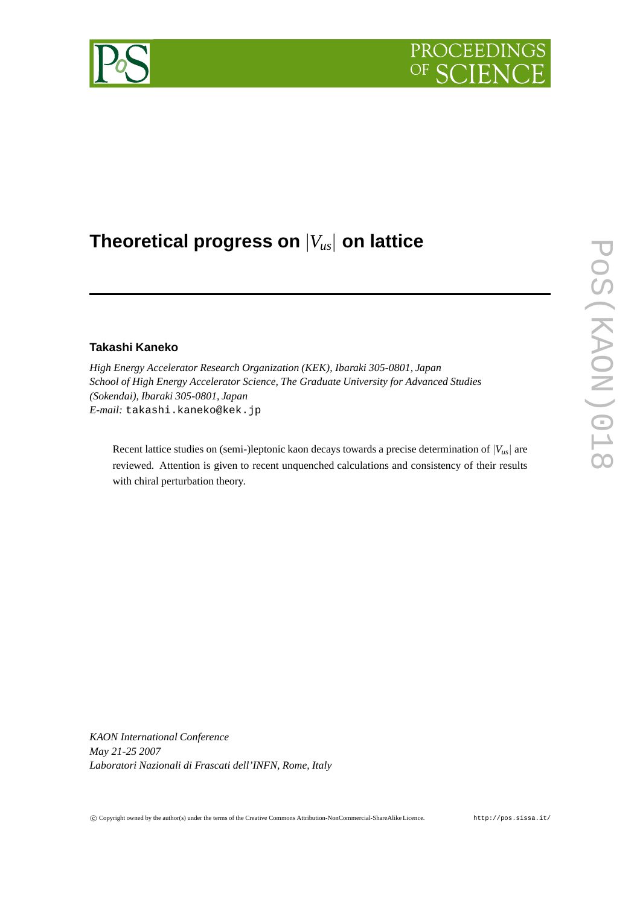# Theoretical progress on $|V_{us}|$ on lattice

**Takashi Kaneko**

*High Energy Accelerator Research Organization (KEK), Ibaraki 305-0801, Japan*
*School of High Energy Accelerator Science, The Graduate University for Advanced Studies (Sokendai), Ibaraki 305-0801, Japan*
*E-mail:* `takashi.kaneko@kek.jp`

Recent lattice studies on (semi-)leptonic kaon decays towards a precise determination of $|V_{us}|$ are reviewed. Attention is given to recent unquenched calculations and consistency of their results with chiral perturbation theory.

*KAON International Conference*
*May 21-25 2007*
*Laboratori Nazionali di Frascati dell'INFN, Rome, Italy*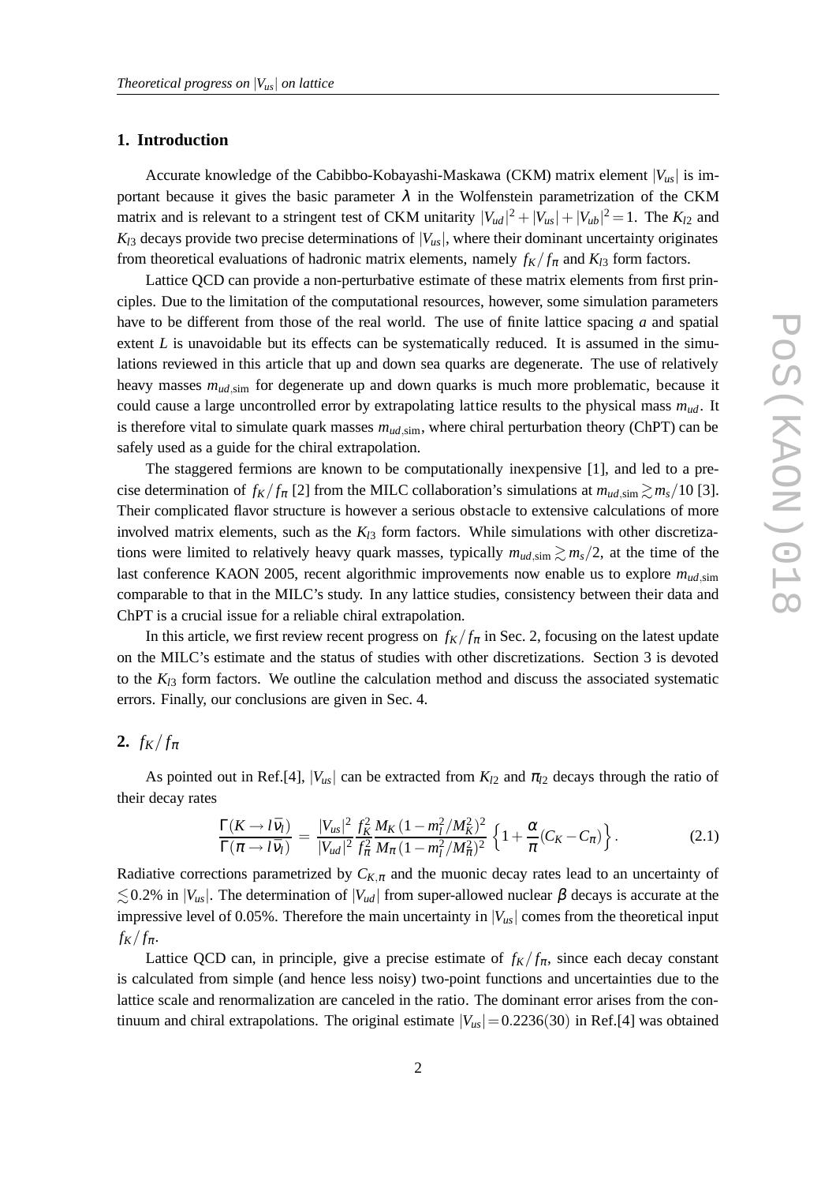## 1. Introduction

Accurate knowledge of the Cabibbo-Kobayashi-Maskawa (CKM) matrix element $|V_{us}|$ is important because it gives the basic parameter $\lambda$ in the Wolfenstein parametrization of the CKM matrix and is relevant to a stringent test of CKM unitarity $|V_{ud}|^2 + |V_{us}| + |V_{ub}|^2 = 1$. The $K_{l2}$ and $K_{l3}$ decays provide two precise determinations of $|V_{us}|$, where their dominant uncertainty originates from theoretical evaluations of hadronic matrix elements, namely $f_K/f_\pi$ and $K_{l3}$ form factors.

Lattice QCD can provide a non-perturbative estimate of these matrix elements from first principles. Due to the limitation of the computational resources, however, some simulation parameters have to be different from those of the real world. The use of finite lattice spacing $a$ and spatial extent $L$ is unavoidable but its effects can be systematically reduced. It is assumed in the simulations reviewed in this article that up and down sea quarks are degenerate. The use of relatively heavy masses $m_{ud,\mathrm{sim}}$ for degenerate up and down quarks is much more problematic, because it could cause a large uncontrolled error by extrapolating lattice results to the physical mass $m_{ud}$. It is therefore vital to simulate quark masses $m_{ud,\mathrm{sim}}$, where chiral perturbation theory (ChPT) can be safely used as a guide for the chiral extrapolation.

The staggered fermions are known to be computationally inexpensive [1], and led to a precise determination of $f_K/f_\pi$ [2] from the MILC collaboration's simulations at $m_{ud,\mathrm{sim}} \gtrsim m_s/10$ [3]. Their complicated flavor structure is however a serious obstacle to extensive calculations of more involved matrix elements, such as the $K_{l3}$ form factors. While simulations with other discretizations were limited to relatively heavy quark masses, typically $m_{ud,\mathrm{sim}} \gtrsim m_s/2$, at the time of the last conference KAON 2005, recent algorithmic improvements now enable us to explore $m_{ud,\mathrm{sim}}$ comparable to that in the MILC's study. In any lattice studies, consistency between their data and ChPT is a crucial issue for a reliable chiral extrapolation.

In this article, we first review recent progress on $f_K/f_\pi$ in Sec. 2, focusing on the latest update on the MILC's estimate and the status of studies with other discretizations. Section 3 is devoted to the $K_{l3}$ form factors. We outline the calculation method and discuss the associated systematic errors. Finally, our conclusions are given in Sec. 4.

## 2. $f_K/f_\pi$

As pointed out in Ref.[4], $|V_{us}|$ can be extracted from $K_{l2}$ and $\pi_{l2}$ decays through the ratio of their decay rates

$$\frac{\Gamma(K \to l\bar{\nu}_l)}{\Gamma(\pi \to l\bar{\nu}_l)} = \frac{|V_{us}|^2}{|V_{ud}|^2} \frac{f_K^2}{f_\pi^2} \frac{M_K (1 - m_l^2/M_K^2)^2}{M_\pi (1 - m_l^2/M_\pi^2)^2} \left\{ 1 + \frac{\alpha}{\pi}(C_K - C_\pi) \right\}. \tag{2.1}$$

Radiative corrections parametrized by $C_{K,\pi}$ and the muonic decay rates lead to an uncertainty of $\lesssim 0.2\%$ in $|V_{us}|$. The determination of $|V_{ud}|$ from super-allowed nuclear $\beta$ decays is accurate at the impressive level of 0.05%. Therefore the main uncertainty in $|V_{us}|$ comes from the theoretical input $f_K/f_\pi$.

Lattice QCD can, in principle, give a precise estimate of $f_K/f_\pi$, since each decay constant is calculated from simple (and hence less noisy) two-point functions and uncertainties due to the lattice scale and renormalization are canceled in the ratio. The dominant error arises from the continuum and chiral extrapolations. The original estimate $|V_{us}| = 0.2236(30)$ in Ref.[4] was obtained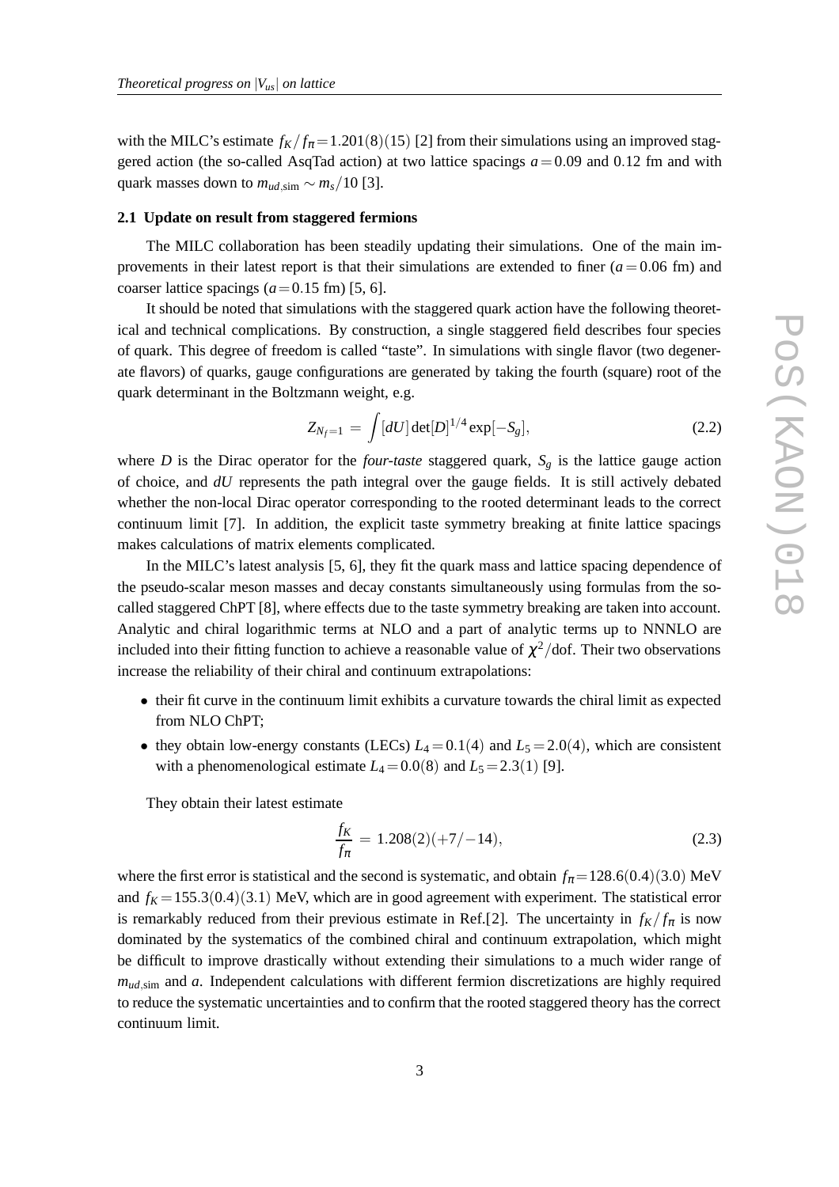with the MILC's estimate $f_K/f_\pi = 1.201(8)(15)$ [2] from their simulations using an improved staggered action (the so-called AsqTad action) at two lattice spacings $a = 0.09$ and $0.12$ fm and with quark masses down to $m_{ud,\mathrm{sim}} \sim m_s/10$ [3].

### 2.1 Update on result from staggered fermions

The MILC collaboration has been steadily updating their simulations. One of the main improvements in their latest report is that their simulations are extended to finer ($a = 0.06$ fm) and coarser lattice spacings ($a = 0.15$ fm) [5, 6].

It should be noted that simulations with the staggered quark action have the following theoretical and technical complications. By construction, a single staggered field describes four species of quark. This degree of freedom is called "taste". In simulations with single flavor (two degenerate flavors) of quarks, gauge configurations are generated by taking the fourth (square) root of the quark determinant in the Boltzmann weight, e.g.

$$Z_{N_f=1} = \int [dU] \det[D]^{1/4} \exp[-S_g], \tag{2.2}$$

where $D$ is the Dirac operator for the *four-taste* staggered quark, $S_g$ is the lattice gauge action of choice, and $dU$ represents the path integral over the gauge fields. It is still actively debated whether the non-local Dirac operator corresponding to the rooted determinant leads to the correct continuum limit [7]. In addition, the explicit taste symmetry breaking at finite lattice spacings makes calculations of matrix elements complicated.

In the MILC's latest analysis [5, 6], they fit the quark mass and lattice spacing dependence of the pseudo-scalar meson masses and decay constants simultaneously using formulas from the so-called staggered ChPT [8], where effects due to the taste symmetry breaking are taken into account. Analytic and chiral logarithmic terms at NLO and a part of analytic terms up to NNNLO are included into their fitting function to achieve a reasonable value of $\chi^2/\mathrm{dof}$. Their two observations increase the reliability of their chiral and continuum extrapolations:

- their fit curve in the continuum limit exhibits a curvature towards the chiral limit as expected from NLO ChPT;
- they obtain low-energy constants (LECs) $L_4 = 0.1(4)$ and $L_5 = 2.0(4)$, which are consistent with a phenomenological estimate $L_4 = 0.0(8)$ and $L_5 = 2.3(1)$ [9].

They obtain their latest estimate

$$\frac{f_K}{f_\pi} = 1.208(2)(+7/-14), \tag{2.3}$$

where the first error is statistical and the second is systematic, and obtain $f_\pi = 128.6(0.4)(3.0)$ MeV and $f_K = 155.3(0.4)(3.1)$ MeV, which are in good agreement with experiment. The statistical error is remarkably reduced from their previous estimate in Ref.[2]. The uncertainty in $f_K/f_\pi$ is now dominated by the systematics of the combined chiral and continuum extrapolation, which might be difficult to improve drastically without extending their simulations to a much wider range of $m_{ud,\mathrm{sim}}$ and $a$. Independent calculations with different fermion discretizations are highly required to reduce the systematic uncertainties and to confirm that the rooted staggered theory has the correct continuum limit.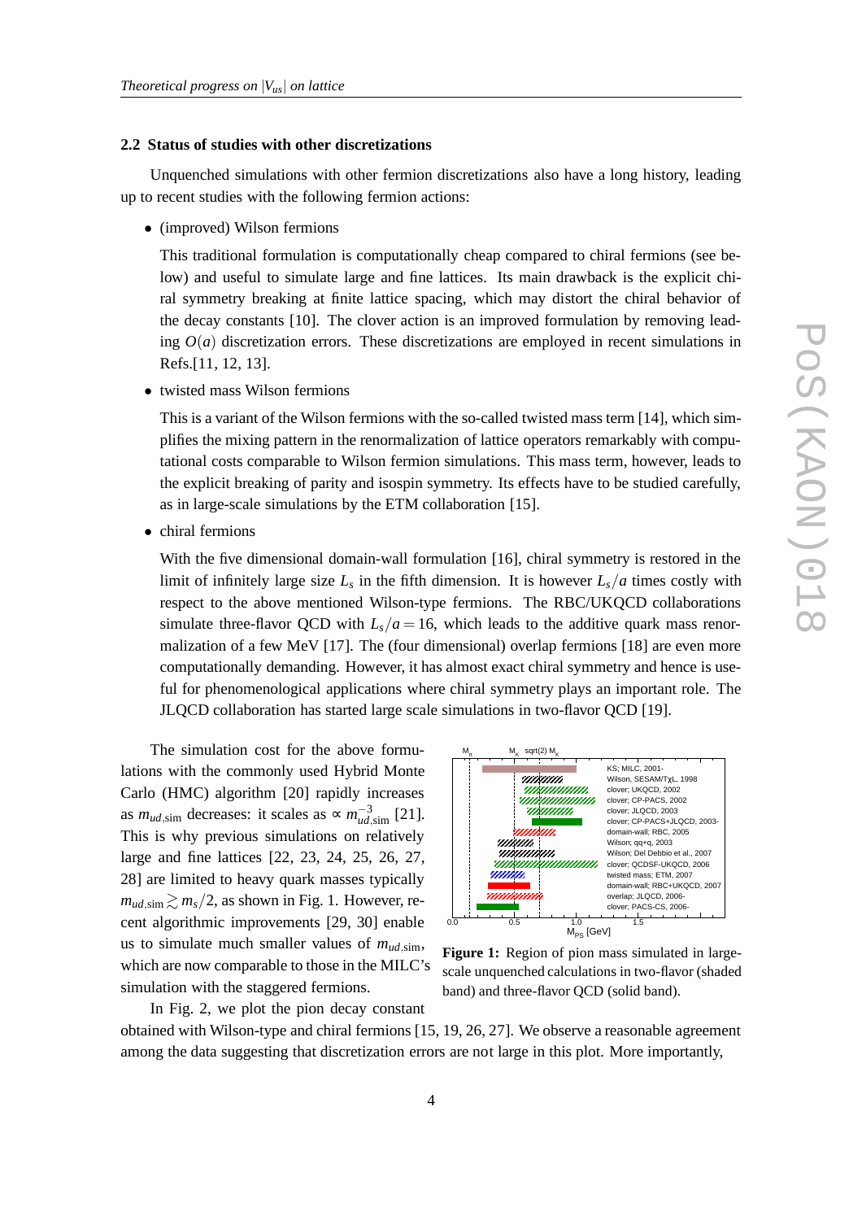### 2.2 Status of studies with other discretizations

Unquenched simulations with other fermion discretizations also have a long history, leading up to recent studies with the following fermion actions:

- (improved) Wilson fermions

  This traditional formulation is computationally cheap compared to chiral fermions (see below) and useful to simulate large and fine lattices. Its main drawback is the explicit chiral symmetry breaking at finite lattice spacing, which may distort the chiral behavior of the decay constants [10]. The clover action is an improved formulation by removing leading $O(a)$ discretization errors. These discretizations are employed in recent simulations in Refs.[11, 12, 13].

- twisted mass Wilson fermions

  This is a variant of the Wilson fermions with the so-called twisted mass term [14], which simplifies the mixing pattern in the renormalization of lattice operators remarkably with computational costs comparable to Wilson fermion simulations. This mass term, however, leads to the explicit breaking of parity and isospin symmetry. Its effects have to be studied carefully, as in large-scale simulations by the ETM collaboration [15].

- chiral fermions

  With the five dimensional domain-wall formulation [16], chiral symmetry is restored in the limit of infinitely large size $L_s$ in the fifth dimension. It is however $L_s/a$ times costly with respect to the above mentioned Wilson-type fermions. The RBC/UKQCD collaborations simulate three-flavor QCD with $L_s/a = 16$, which leads to the additive quark mass renormalization of a few MeV [17]. The (four dimensional) overlap fermions [18] are even more computationally demanding. However, it has almost exact chiral symmetry and hence is useful for phenomenological applications where chiral symmetry plays an important role. The JLQCD collaboration has started large scale simulations in two-flavor QCD [19].

The simulation cost for the above formulations with the commonly used Hybrid Monte Carlo (HMC) algorithm [20] rapidly increases as $m_{ud,\text{sim}}$ decreases: it scales as $\propto m_{ud,\text{sim}}^{-3}$ [21]. This is why previous simulations on relatively large and fine lattices [22, 23, 24, 25, 26, 27, 28] are limited to heavy quark masses typically $m_{ud,\text{sim}} \gtrsim m_s/2$, as shown in Fig. 1. However, recent algorithmic improvements [29, 30] enable us to simulate much smaller values of $m_{ud,\text{sim}}$, which are now comparable to those in the MILC's simulation with the staggered fermions.

**Figure 1:** Region of pion mass simulated in large-scale unquenched calculations in two-flavor (shaded band) and three-flavor QCD (solid band).

In Fig. 2, we plot the pion decay constant obtained with Wilson-type and chiral fermions [15, 19, 26, 27]. We observe a reasonable agreement among the data suggesting that discretization errors are not large in this plot. More importantly,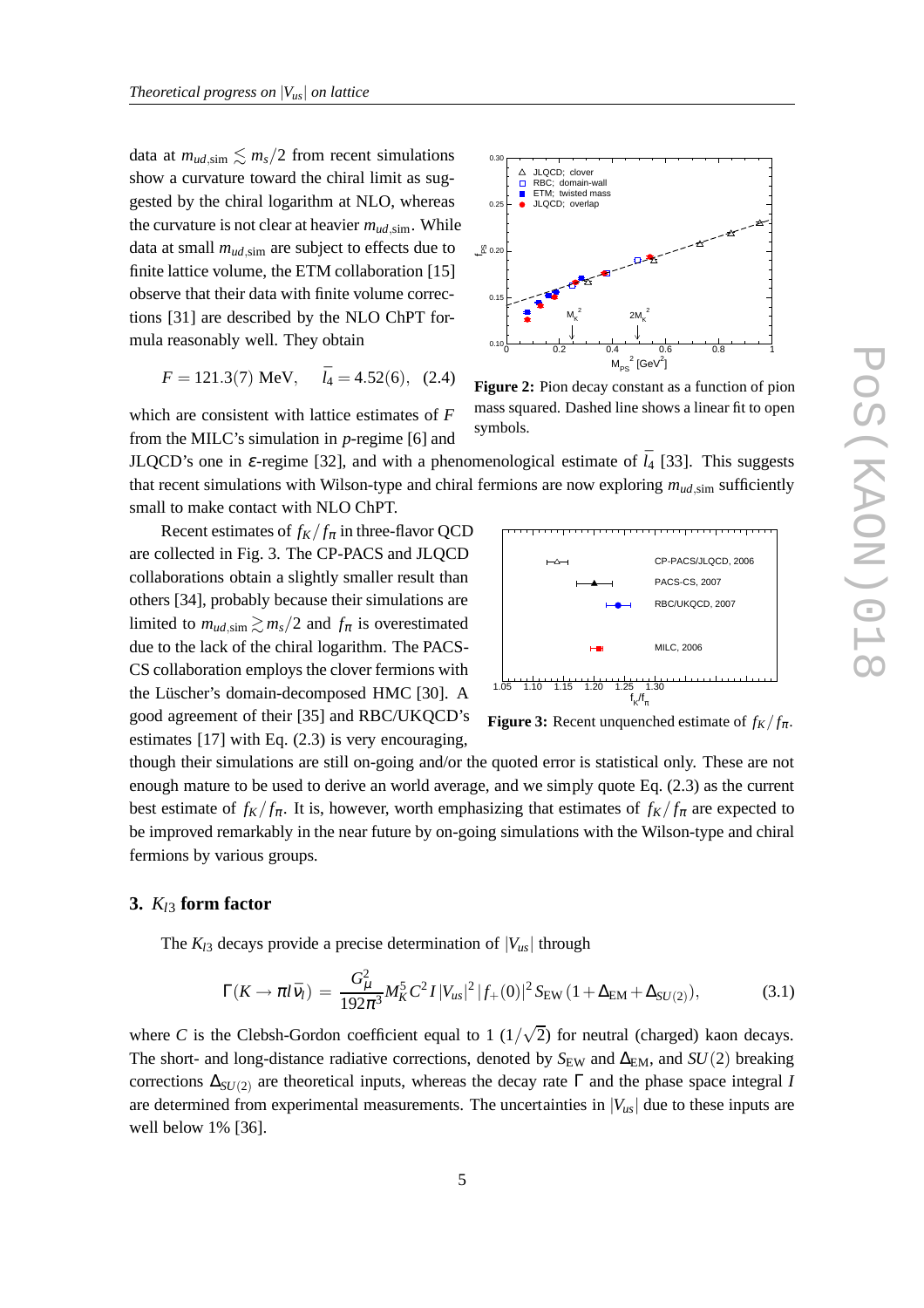data at $m_{ud,\rm sim} \lesssim m_s/2$ from recent simulations show a curvature toward the chiral limit as suggested by the chiral logarithm at NLO, whereas the curvature is not clear at heavier $m_{ud,\rm sim}$. While data at small $m_{ud,\rm sim}$ are subject to effects due to finite lattice volume, the ETM collaboration [15] observe that their data with finite volume corrections [31] are described by the NLO ChPT formula reasonably well. They obtain

$$F = 121.3(7) \text{ MeV}, \quad \bar{l}_4 = 4.52(6), \quad (2.4)$$

which are consistent with lattice estimates of $F$ from the MILC's simulation in $p$-regime [6] and JLQCD's one in $\varepsilon$-regime [32], and with a phenomenological estimate of $\bar{l}_4$ [33]. This suggests that recent simulations with Wilson-type and chiral fermions are now exploring $m_{ud,\rm sim}$ sufficiently small to make contact with NLO ChPT.

**Figure 2:** Pion decay constant as a function of pion mass squared. Dashed line shows a linear fit to open symbols.

Recent estimates of $f_K/f_\pi$ in three-flavor QCD are collected in Fig. 3. The CP-PACS and JLQCD collaborations obtain a slightly smaller result than others [34], probably because their simulations are limited to $m_{ud,\rm sim} \gtrsim m_s/2$ and $f_\pi$ is overestimated due to the lack of the chiral logarithm. The PACS-CS collaboration employs the clover fermions with the Lüscher's domain-decomposed HMC [30]. A good agreement of their [35] and RBC/UKQCD's estimates [17] with Eq. (2.3) is very encouraging, though their simulations are still on-going and/or the quoted error is statistical only. These are not enough mature to be used to derive an world average, and we simply quote Eq. (2.3) as the current best estimate of $f_K/f_\pi$. It is, however, worth emphasizing that estimates of $f_K/f_\pi$ are expected to be improved remarkably in the near future by on-going simulations with the Wilson-type and chiral fermions by various groups.

**Figure 3:** Recent unquenched estimate of $f_K/f_\pi$.

## 3. $K_{l3}$ form factor

The $K_{l3}$ decays provide a precise determination of $|V_{us}|$ through

$$\Gamma(K \to \pi l \bar{\nu}_l) = \frac{G_\mu^2}{192\pi^3} M_K^5 C^2 I \, |V_{us}|^2 \, |f_+(0)|^2 \, S_{\rm EW} \, (1 + \Delta_{\rm EM} + \Delta_{SU(2)}), \quad (3.1)$$

where $C$ is the Clebsh-Gordon coefficient equal to 1 ($1/\sqrt{2}$) for neutral (charged) kaon decays. The short- and long-distance radiative corrections, denoted by $S_{\rm EW}$ and $\Delta_{\rm EM}$, and $SU(2)$ breaking corrections $\Delta_{SU(2)}$ are theoretical inputs, whereas the decay rate $\Gamma$ and the phase space integral $I$ are determined from experimental measurements. The uncertainties in $|V_{us}|$ due to these inputs are well below 1% [36].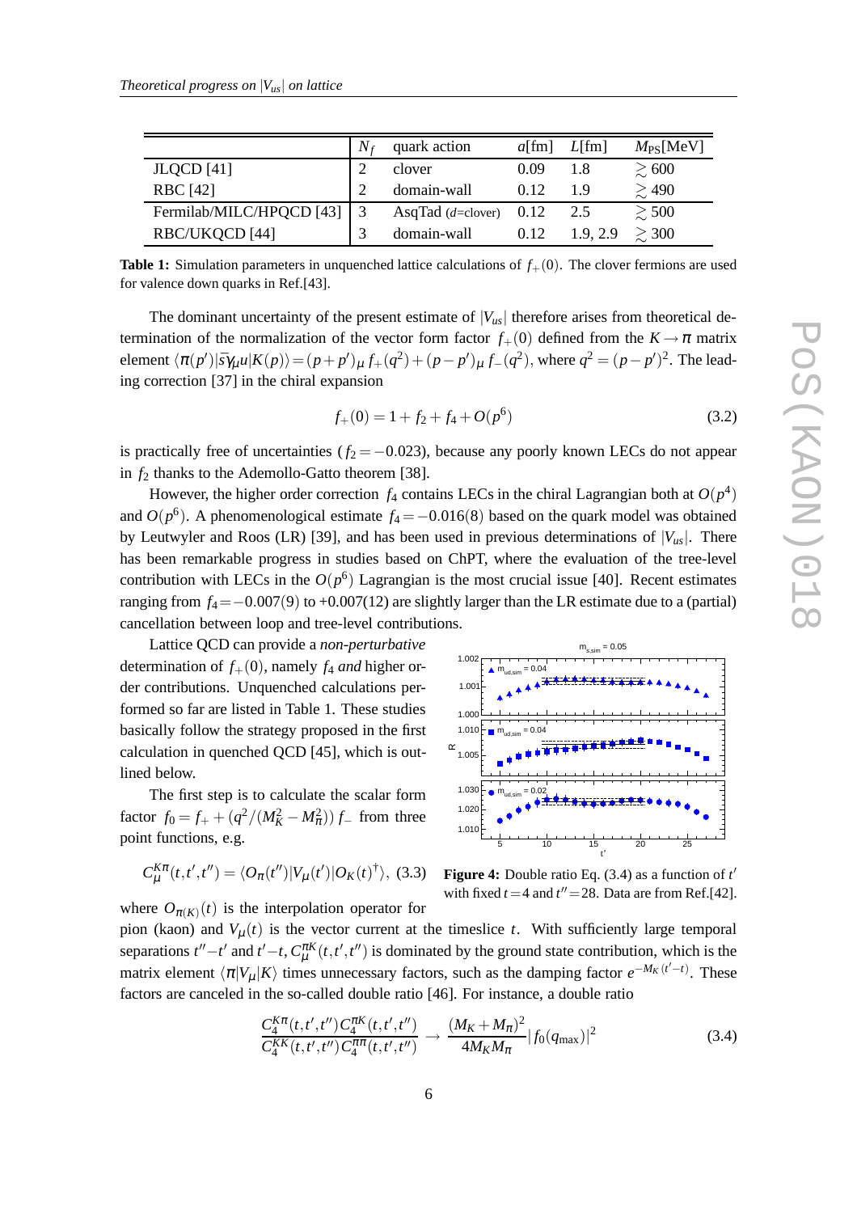|  | $N_f$ | quark action | $a$[fm] | $L$[fm] | $M_{\rm PS}$[MeV] |
|---|---|---|---|---|---|
| JLQCD [41] | 2 | clover | 0.09 | 1.8 | $\gtrsim 600$ |
| RBC [42] | 2 | domain-wall | 0.12 | 1.9 | $\gtrsim 490$ |
| Fermilab/MILC/HPQCD [43] | 3 | AsqTad ($d$=clover) | 0.12 | 2.5 | $\gtrsim 500$ |
| RBC/UKQCD [44] | 3 | domain-wall | 0.12 | 1.9, 2.9 | $\gtrsim 300$ |

**Table 1:** Simulation parameters in unquenched lattice calculations of $f_+(0)$. The clover fermions are used for valence down quarks in Ref.[43].

The dominant uncertainty of the present estimate of $|V_{us}|$ therefore arises from theoretical determination of the normalization of the vector form factor $f_+(0)$ defined from the $K \to \pi$ matrix element $\langle \pi(p')|\bar{s}\gamma_\mu u|K(p)\rangle = (p+p')_\mu f_+(q^2) + (p-p')_\mu f_-(q^2)$, where $q^2 = (p-p')^2$. The leading correction [37] in the chiral expansion

$$f_+(0) = 1 + f_2 + f_4 + O(p^6) \tag{3.2}$$

is practically free of uncertainties ($f_2 = -0.023$), because any poorly known LECs do not appear in $f_2$ thanks to the Ademollo-Gatto theorem [38].

However, the higher order correction $f_4$ contains LECs in the chiral Lagrangian both at $O(p^4)$ and $O(p^6)$. A phenomenological estimate $f_4 = -0.016(8)$ based on the quark model was obtained by Leutwyler and Roos (LR) [39], and has been used in previous determinations of $|V_{us}|$. There has been remarkable progress in studies based on ChPT, where the evaluation of the tree-level contribution with LECs in the $O(p^6)$ Lagrangian is the most crucial issue [40]. Recent estimates ranging from $f_4 = -0.007(9)$ to $+0.007(12)$ are slightly larger than the LR estimate due to a (partial) cancellation between loop and tree-level contributions.

Lattice QCD can provide a *non-perturbative* determination of $f_+(0)$, namely $f_4$ *and* higher order contributions. Unquenched calculations performed so far are listed in Table 1. These studies basically follow the strategy proposed in the first calculation in quenched QCD [45], which is outlined below.

The first step is to calculate the scalar form factor $f_0 = f_+ + (q^2/(M_K^2 - M_\pi^2))\, f_-$ from three point functions, e.g.

$$C_\mu^{K\pi}(t,t',t'') = \langle O_\pi(t'')|V_\mu(t')|O_K(t)^\dagger\rangle, \tag{3.3}$$

where $O_{\pi(K)}(t)$ is the interpolation operator for pion (kaon) and $V_\mu(t)$ is the vector current at the timeslice $t$. With sufficiently large temporal separations $t''-t'$ and $t'-t$, $C_\mu^{\pi K}(t,t',t'')$ is dominated by the ground state contribution, which is the matrix element $\langle \pi|V_\mu|K\rangle$ times unnecessary factors, such as the damping factor $e^{-M_K(t'-t)}$. These factors are canceled in the so-called double ratio [46]. For instance, a double ratio

$$\frac{C_4^{K\pi}(t,t',t'')\,C_4^{\pi K}(t,t',t'')}{C_4^{KK}(t,t',t'')\,C_4^{\pi\pi}(t,t',t'')} \to \frac{(M_K+M_\pi)^2}{4M_K M_\pi}|f_0(q_{\rm max})|^2 \tag{3.4}$$

**Figure 4:** Double ratio Eq. (3.4) as a function of $t'$ with fixed $t=4$ and $t''=28$. Data are from Ref.[42].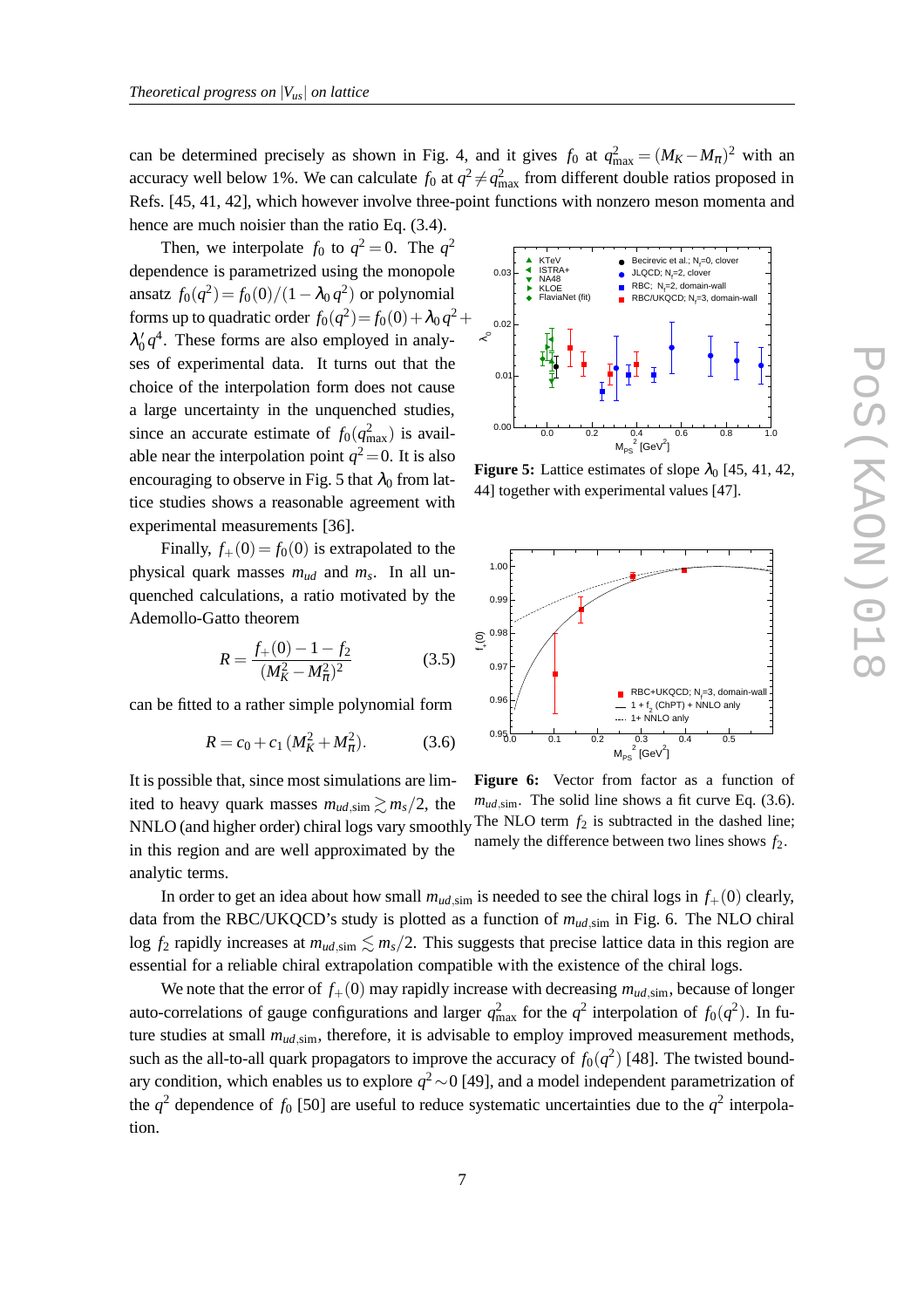can be determined precisely as shown in Fig. 4, and it gives $f_0$ at $q^2_{\rm max} = (M_K - M_\pi)^2$ with an accuracy well below 1%. We can calculate $f_0$ at $q^2 \neq q^2_{\rm max}$ from different double ratios proposed in Refs. [45, 41, 42], which however involve three-point functions with nonzero meson momenta and hence are much noisier than the ratio Eq. (3.4).

Then, we interpolate $f_0$ to $q^2 = 0$. The $q^2$ dependence is parametrized using the monopole ansatz $f_0(q^2) = f_0(0)/(1 - \lambda_0 q^2)$ or polynomial forms up to quadratic order $f_0(q^2) = f_0(0) + \lambda_0 q^2 + \lambda_0' q^4$. These forms are also employed in analyses of experimental data. It turns out that the choice of the interpolation form does not cause a large uncertainty in the unquenched studies, since an accurate estimate of $f_0(q^2_{\rm max})$ is available near the interpolation point $q^2 = 0$. It is also encouraging to observe in Fig. 5 that $\lambda_0$ from lattice studies shows a reasonable agreement with experimental measurements [36].

**Figure 5:** Lattice estimates of slope $\lambda_0$ [45, 41, 42, 44] together with experimental values [47].

Finally, $f_+(0) = f_0(0)$ is extrapolated to the physical quark masses $m_{ud}$ and $m_s$. In all unquenched calculations, a ratio motivated by the Ademollo-Gatto theorem

$$R = \frac{f_+(0) - 1 - f_2}{(M_K^2 - M_\pi^2)^2} \tag{3.5}$$

can be fitted to a rather simple polynomial form

$$R = c_0 + c_1 (M_K^2 + M_\pi^2). \tag{3.6}$$

It is possible that, since most simulations are limited to heavy quark masses $m_{ud,\rm sim} \gtrsim m_s/2$, the NNLO (and higher order) chiral logs vary smoothly in this region and are well approximated by the analytic terms.

**Figure 6:** Vector from factor as a function of $m_{ud,\rm sim}$. The solid line shows a fit curve Eq. (3.6). The NLO term $f_2$ is subtracted in the dashed line; namely the difference between two lines shows $f_2$.

In order to get an idea about how small $m_{ud,\rm sim}$ is needed to see the chiral logs in $f_+(0)$ clearly, data from the RBC/UKQCD's study is plotted as a function of $m_{ud,\rm sim}$ in Fig. 6. The NLO chiral log $f_2$ rapidly increases at $m_{ud,\rm sim} \lesssim m_s/2$. This suggests that precise lattice data in this region are essential for a reliable chiral extrapolation compatible with the existence of the chiral logs.

We note that the error of $f_+(0)$ may rapidly increase with decreasing $m_{ud,\rm sim}$, because of longer auto-correlations of gauge configurations and larger $q^2_{\rm max}$ for the $q^2$ interpolation of $f_0(q^2)$. In future studies at small $m_{ud,\rm sim}$, therefore, it is advisable to employ improved measurement methods, such as the all-to-all quark propagators to improve the accuracy of $f_0(q^2)$ [48]. The twisted boundary condition, which enables us to explore $q^2 \sim 0$ [49], and a model independent parametrization of the $q^2$ dependence of $f_0$ [50] are useful to reduce systematic uncertainties due to the $q^2$ interpolation.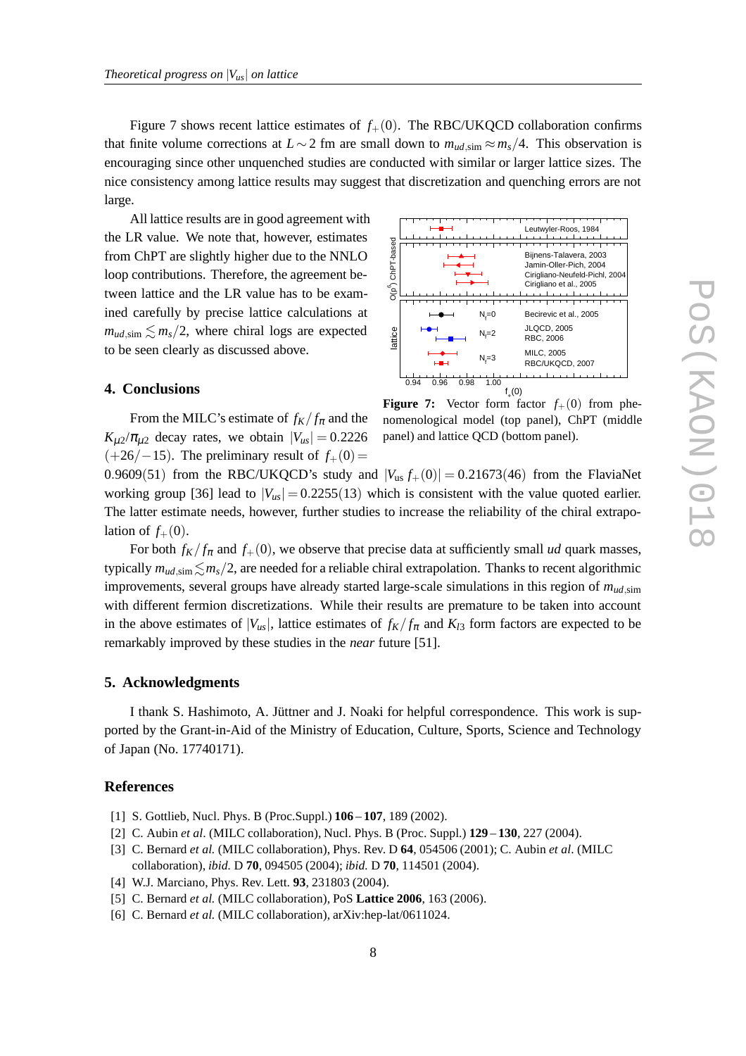Figure 7 shows recent lattice estimates of $f_+(0)$. The RBC/UKQCD collaboration confirms that finite volume corrections at $L \sim 2$ fm are small down to $m_{ud,\mathrm{sim}} \approx m_s/4$. This observation is encouraging since other unquenched studies are conducted with similar or larger lattice sizes. The nice consistency among lattice results may suggest that discretization and quenching errors are not large.

All lattice results are in good agreement with the LR value. We note that, however, estimates from ChPT are slightly higher due to the NNLO loop contributions. Therefore, the agreement between lattice and the LR value has to be examined carefully by precise lattice calculations at $m_{ud,\mathrm{sim}} \lesssim m_s/2$, where chiral logs are expected to be seen clearly as discussed above.

**Figure 7:** Vector form factor $f_+(0)$ from phenomenological model (top panel), ChPT (middle panel) and lattice QCD (bottom panel).

## 4. Conclusions

From the MILC's estimate of $f_K/f_\pi$ and the $K_{\mu 2}/\pi_{\mu 2}$ decay rates, we obtain $|V_{us}| = 0.2226$ $(+26/-15)$. The preliminary result of $f_+(0) = 0.9609(51)$ from the RBC/UKQCD's study and $|V_{us}\, f_+(0)| = 0.21673(46)$ from the FlaviaNet working group [36] lead to $|V_{us}| = 0.2255(13)$ which is consistent with the value quoted earlier. The latter estimate needs, however, further studies to increase the reliability of the chiral extrapolation of $f_+(0)$.

For both $f_K/f_\pi$ and $f_+(0)$, we observe that precise data at sufficiently small *ud* quark masses, typically $m_{ud,\mathrm{sim}} \lesssim m_s/2$, are needed for a reliable chiral extrapolation. Thanks to recent algorithmic improvements, several groups have already started large-scale simulations in this region of $m_{ud,\mathrm{sim}}$ with different fermion discretizations. While their results are premature to be taken into account in the above estimates of $|V_{us}|$, lattice estimates of $f_K/f_\pi$ and $K_{l3}$ form factors are expected to be remarkably improved by these studies in the *near* future [51].

## 5. Acknowledgments

I thank S. Hashimoto, A. Jüttner and J. Noaki for helpful correspondence. This work is supported by the Grant-in-Aid of the Ministry of Education, Culture, Sports, Science and Technology of Japan (No. 17740171).

## References

[1] S. Gottlieb, Nucl. Phys. B (Proc.Suppl.) **106 – 107**, 189 (2002).

[2] C. Aubin *et al.* (MILC collaboration), Nucl. Phys. B (Proc. Suppl.) **129 – 130**, 227 (2004).

[3] C. Bernard *et al.* (MILC collaboration), Phys. Rev. D **64**, 054506 (2001); C. Aubin *et al.* (MILC collaboration), *ibid.* D **70**, 094505 (2004); *ibid.* D **70**, 114501 (2004).

[4] W.J. Marciano, Phys. Rev. Lett. **93**, 231803 (2004).

[5] C. Bernard *et al.* (MILC collaboration), PoS **Lattice 2006**, 163 (2006).

[6] C. Bernard *et al.* (MILC collaboration), arXiv:hep-lat/0611024.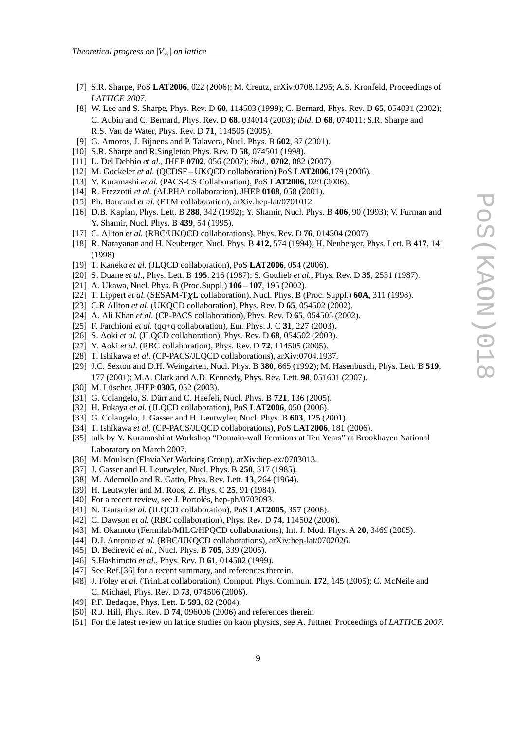[7] S.R. Sharpe, PoS **LAT2006**, 022 (2006); M. Creutz, arXiv:0708.1295; A.S. Kronfeld, Proceedings of *LATTICE 2007*.

[8] W. Lee and S. Sharpe, Phys. Rev. D **60**, 114503 (1999); C. Bernard, Phys. Rev. D **65**, 054031 (2002); C. Aubin and C. Bernard, Phys. Rev. D **68**, 034014 (2003); *ibid.* D **68**, 074011; S.R. Sharpe and R.S. Van de Water, Phys. Rev. D **71**, 114505 (2005).

[9] G. Amoros, J. Bijnens and P. Talavera, Nucl. Phys. B **602**, 87 (2001).

[10] S.R. Sharpe and R.Singleton Phys. Rev. D **58**, 074501 (1998).

[11] L. Del Debbio *et al.*, JHEP **0702**, 056 (2007); *ibid.*, **0702**, 082 (2007).

[12] M. Göckeler *et al.* (QCDSF – UKQCD collaboration) PoS **LAT2006**,179 (2006).

[13] Y. Kuramashi *et al.* (PACS-CS Collaboration), PoS **LAT2006**, 029 (2006).

[14] R. Frezzotti *et al.* (ALPHA collaboration), JHEP **0108**, 058 (2001).

[15] Ph. Boucaud *et al.* (ETM collaboration), arXiv:hep-lat/0701012.

[16] D.B. Kaplan, Phys. Lett. B **288**, 342 (1992); Y. Shamir, Nucl. Phys. B **406**, 90 (1993); V. Furman and Y. Shamir, Nucl. Phys. B **439**, 54 (1995).

[17] C. Allton *et al.* (RBC/UKQCD collaborations), Phys. Rev. D **76**, 014504 (2007).

[18] R. Narayanan and H. Neuberger, Nucl. Phys. B **412**, 574 (1994); H. Neuberger, Phys. Lett. B **417**, 141 (1998)

[19] T. Kaneko *et al.* (JLQCD collaboration), PoS **LAT2006**, 054 (2006).

[20] S. Duane *et al.*, Phys. Lett. B **195**, 216 (1987); S. Gottlieb *et al.*, Phys. Rev. D **35**, 2531 (1987).

[21] A. Ukawa, Nucl. Phys. B (Proc.Suppl.) **106** – **107**, 195 (2002).

[22] T. Lippert *et al.* (SESAM-T$\chi$L collaboration), Nucl. Phys. B (Proc. Suppl.) **60A**, 311 (1998).

[23] C.R Allton *et al.* (UKQCD collaboration), Phys. Rev. D **65**, 054502 (2002).

[24] A. Ali Khan *et al.* (CP-PACS collaboration), Phys. Rev. D **65**, 054505 (2002).

[25] F. Farchioni *et al.* (qq+q collaboration), Eur. Phys. J. C **31**, 227 (2003).

[26] S. Aoki *et al.* (JLQCD collaboration), Phys. Rev. D **68**, 054502 (2003).

[27] Y. Aoki *et al.* (RBC collaboration), Phys. Rev. D **72**, 114505 (2005).

[28] T. Ishikawa *et al.* (CP-PACS/JLQCD collaborations), arXiv:0704.1937.

[29] J.C. Sexton and D.H. Weingarten, Nucl. Phys. B **380**, 665 (1992); M. Hasenbusch, Phys. Lett. B **519**, 177 (2001); M.A. Clark and A.D. Kennedy, Phys. Rev. Lett. **98**, 051601 (2007).

[30] M. Lüscher, JHEP **0305**, 052 (2003).

[31] G. Colangelo, S. Dürr and C. Haefeli, Nucl. Phys. B **721**, 136 (2005).

[32] H. Fukaya *et al.* (JLQCD collaboration), PoS **LAT2006**, 050 (2006).

[33] G. Colangelo, J. Gasser and H. Leutwyler, Nucl. Phys. B **603**, 125 (2001).

[34] T. Ishikawa *et al.* (CP-PACS/JLQCD collaborations), PoS **LAT2006**, 181 (2006).

[35] talk by Y. Kuramashi at Workshop "Domain-wall Fermions at Ten Years" at Brookhaven National Laboratory on March 2007.

[36] M. Moulson (FlaviaNet Working Group), arXiv:hep-ex/0703013.

[37] J. Gasser and H. Leutwyler, Nucl. Phys. B **250**, 517 (1985).

[38] M. Ademollo and R. Gatto, Phys. Rev. Lett. **13**, 264 (1964).

[39] H. Leutwyler and M. Roos, Z. Phys. C **25**, 91 (1984).

[40] For a recent review, see J. Portolés, hep-ph/0703093.

[41] N. Tsutsui *et al.* (JLQCD collaboration), PoS **LAT2005**, 357 (2006).

[42] C. Dawson *et al.* (RBC collaboration), Phys. Rev. D **74**, 114502 (2006).

[43] M. Okamoto (Fermilab/MILC/HPQCD collaborations), Int. J. Mod. Phys. A **20**, 3469 (2005).

[44] D.J. Antonio *et al.* (RBC/UKQCD collaborations), arXiv:hep-lat/0702026.

[45] D. Bećirević *et al.*, Nucl. Phys. B **705**, 339 (2005).

[46] S.Hashimoto *et al.*, Phys. Rev. D **61**, 014502 (1999).

[47] See Ref.[36] for a recent summary, and references therein.

[48] J. Foley *et al.* (TrinLat collaboration), Comput. Phys. Commun. **172**, 145 (2005); C. McNeile and C. Michael, Phys. Rev. D **73**, 074506 (2006).

[49] P.F. Bedaque, Phys. Lett. B **593**, 82 (2004).

[50] R.J. Hill, Phys. Rev. D **74**, 096006 (2006) and references therein

[51] For the latest review on lattice studies on kaon physics, see A. Jüttner, Proceedings of *LATTICE 2007*.